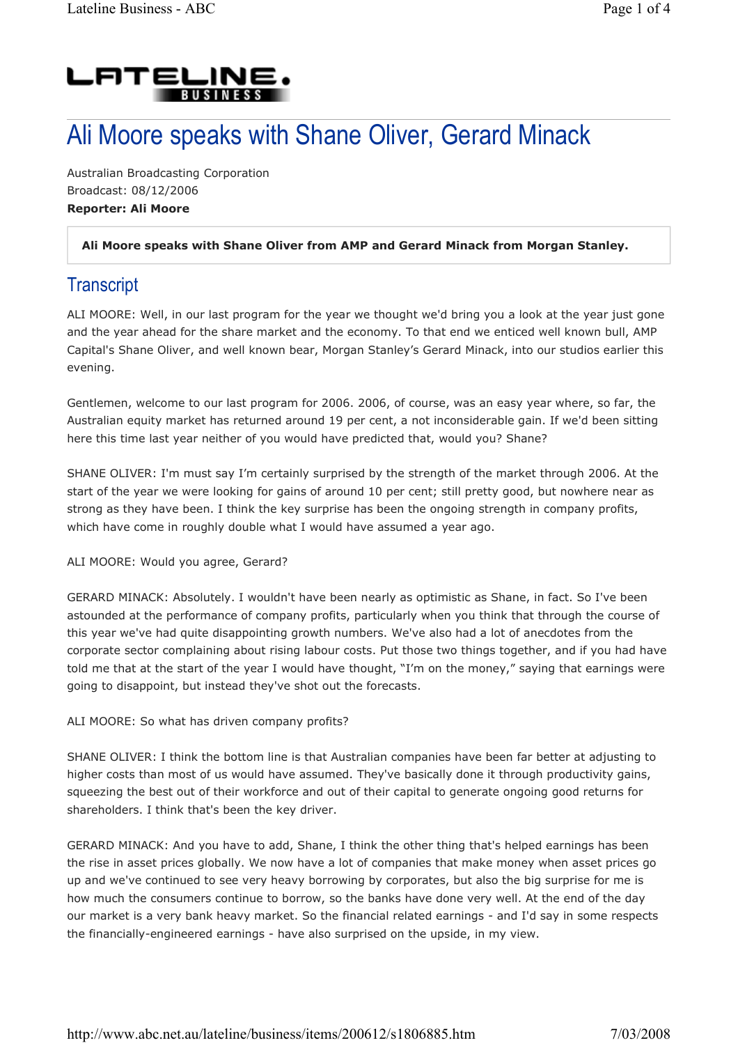# Ali Moore speaks with Shane Oliver, Gerard Minack

Australian Broadcasting Corporation
Broadcast: 08/12/2006
**Reporter: Ali Moore**

**Ali Moore speaks with Shane Oliver from AMP and Gerard Minack from Morgan Stanley.**

## Transcript

ALI MOORE: Well, in our last program for the year we thought we'd bring you a look at the year just gone and the year ahead for the share market and the economy. To that end we enticed well known bull, AMP Capital's Shane Oliver, and well known bear, Morgan Stanley's Gerard Minack, into our studios earlier this evening.

Gentlemen, welcome to our last program for 2006. 2006, of course, was an easy year where, so far, the Australian equity market has returned around 19 per cent, a not inconsiderable gain. If we'd been sitting here this time last year neither of you would have predicted that, would you? Shane?

SHANE OLIVER: I'm must say I'm certainly surprised by the strength of the market through 2006. At the start of the year we were looking for gains of around 10 per cent; still pretty good, but nowhere near as strong as they have been. I think the key surprise has been the ongoing strength in company profits, which have come in roughly double what I would have assumed a year ago.

ALI MOORE: Would you agree, Gerard?

GERARD MINACK: Absolutely. I wouldn't have been nearly as optimistic as Shane, in fact. So I've been astounded at the performance of company profits, particularly when you think that through the course of this year we've had quite disappointing growth numbers. We've also had a lot of anecdotes from the corporate sector complaining about rising labour costs. Put those two things together, and if you had have told me that at the start of the year I would have thought, "I'm on the money," saying that earnings were going to disappoint, but instead they've shot out the forecasts.

ALI MOORE: So what has driven company profits?

SHANE OLIVER: I think the bottom line is that Australian companies have been far better at adjusting to higher costs than most of us would have assumed. They've basically done it through productivity gains, squeezing the best out of their workforce and out of their capital to generate ongoing good returns for shareholders. I think that's been the key driver.

GERARD MINACK: And you have to add, Shane, I think the other thing that's helped earnings has been the rise in asset prices globally. We now have a lot of companies that make money when asset prices go up and we've continued to see very heavy borrowing by corporates, but also the big surprise for me is how much the consumers continue to borrow, so the banks have done very well. At the end of the day our market is a very bank heavy market. So the financial related earnings - and I'd say in some respects the financially-engineered earnings - have also surprised on the upside, in my view.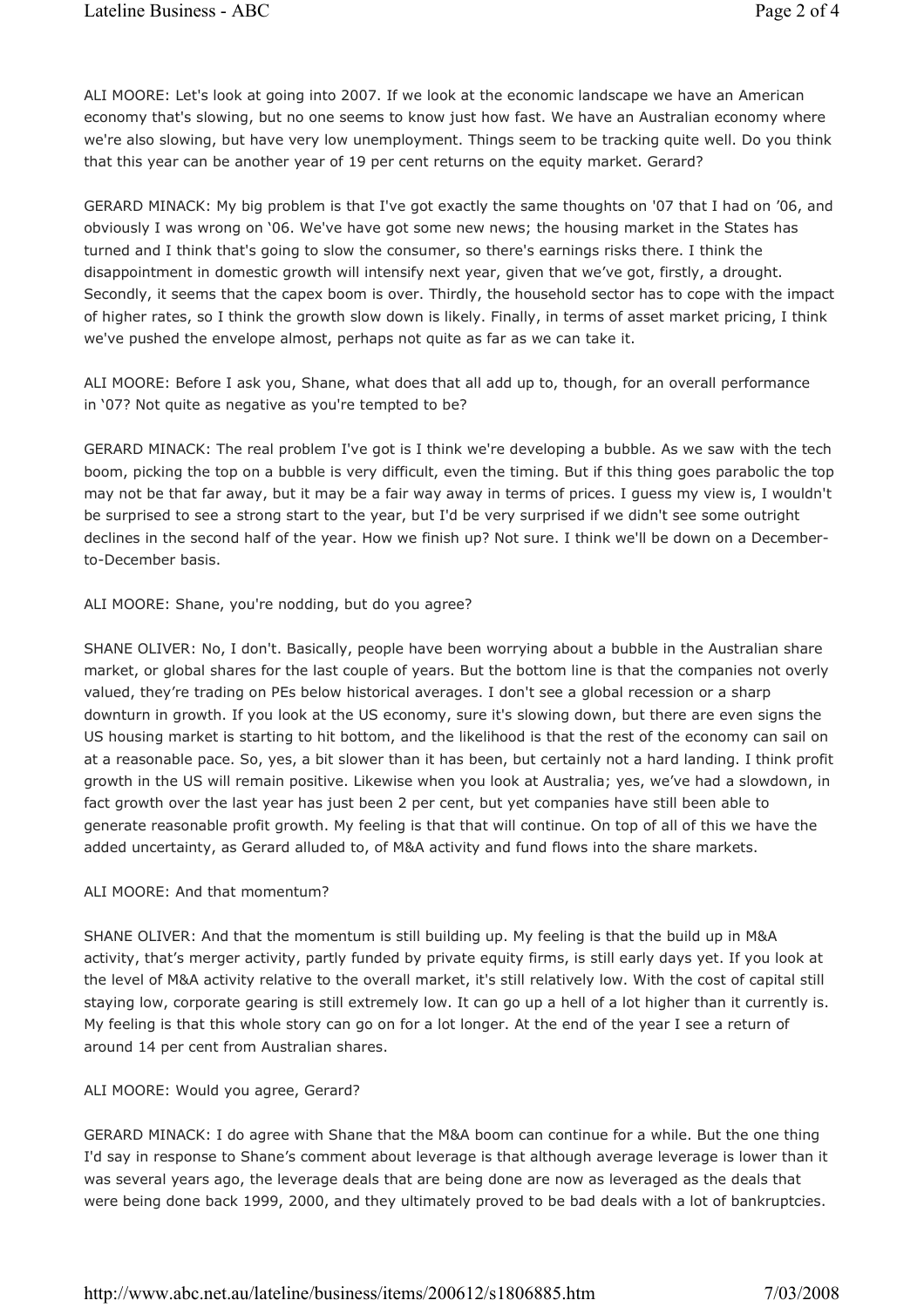ALI MOORE: Let's look at going into 2007. If we look at the economic landscape we have an American economy that's slowing, but no one seems to know just how fast. We have an Australian economy where we're also slowing, but have very low unemployment. Things seem to be tracking quite well. Do you think that this year can be another year of 19 per cent returns on the equity market. Gerard?

GERARD MINACK: My big problem is that I've got exactly the same thoughts on '07 that I had on ’06, and obviously I was wrong on ‘06. We've have got some new news; the housing market in the States has turned and I think that's going to slow the consumer, so there's earnings risks there. I think the disappointment in domestic growth will intensify next year, given that we’ve got, firstly, a drought. Secondly, it seems that the capex boom is over. Thirdly, the household sector has to cope with the impact of higher rates, so I think the growth slow down is likely. Finally, in terms of asset market pricing, I think we've pushed the envelope almost, perhaps not quite as far as we can take it.

ALI MOORE: Before I ask you, Shane, what does that all add up to, though, for an overall performance in ‘07? Not quite as negative as you're tempted to be?

GERARD MINACK: The real problem I've got is I think we're developing a bubble. As we saw with the tech boom, picking the top on a bubble is very difficult, even the timing. But if this thing goes parabolic the top may not be that far away, but it may be a fair way away in terms of prices. I guess my view is, I wouldn't be surprised to see a strong start to the year, but I'd be very surprised if we didn't see some outright declines in the second half of the year. How we finish up? Not sure. I think we'll be down on a December-to-December basis.

ALI MOORE: Shane, you're nodding, but do you agree?

SHANE OLIVER: No, I don't. Basically, people have been worrying about a bubble in the Australian share market, or global shares for the last couple of years. But the bottom line is that the companies not overly valued, they’re trading on PEs below historical averages. I don't see a global recession or a sharp downturn in growth. If you look at the US economy, sure it's slowing down, but there are even signs the US housing market is starting to hit bottom, and the likelihood is that the rest of the economy can sail on at a reasonable pace. So, yes, a bit slower than it has been, but certainly not a hard landing. I think profit growth in the US will remain positive. Likewise when you look at Australia; yes, we’ve had a slowdown, in fact growth over the last year has just been 2 per cent, but yet companies have still been able to generate reasonable profit growth. My feeling is that that will continue. On top of all of this we have the added uncertainty, as Gerard alluded to, of M&A activity and fund flows into the share markets.

ALI MOORE: And that momentum?

SHANE OLIVER: And that the momentum is still building up. My feeling is that the build up in M&A activity, that’s merger activity, partly funded by private equity firms, is still early days yet. If you look at the level of M&A activity relative to the overall market, it's still relatively low. With the cost of capital still staying low, corporate gearing is still extremely low. It can go up a hell of a lot higher than it currently is. My feeling is that this whole story can go on for a lot longer. At the end of the year I see a return of around 14 per cent from Australian shares.

ALI MOORE: Would you agree, Gerard?

GERARD MINACK: I do agree with Shane that the M&A boom can continue for a while. But the one thing I'd say in response to Shane’s comment about leverage is that although average leverage is lower than it was several years ago, the leverage deals that are being done are now as leveraged as the deals that were being done back 1999, 2000, and they ultimately proved to be bad deals with a lot of bankruptcies.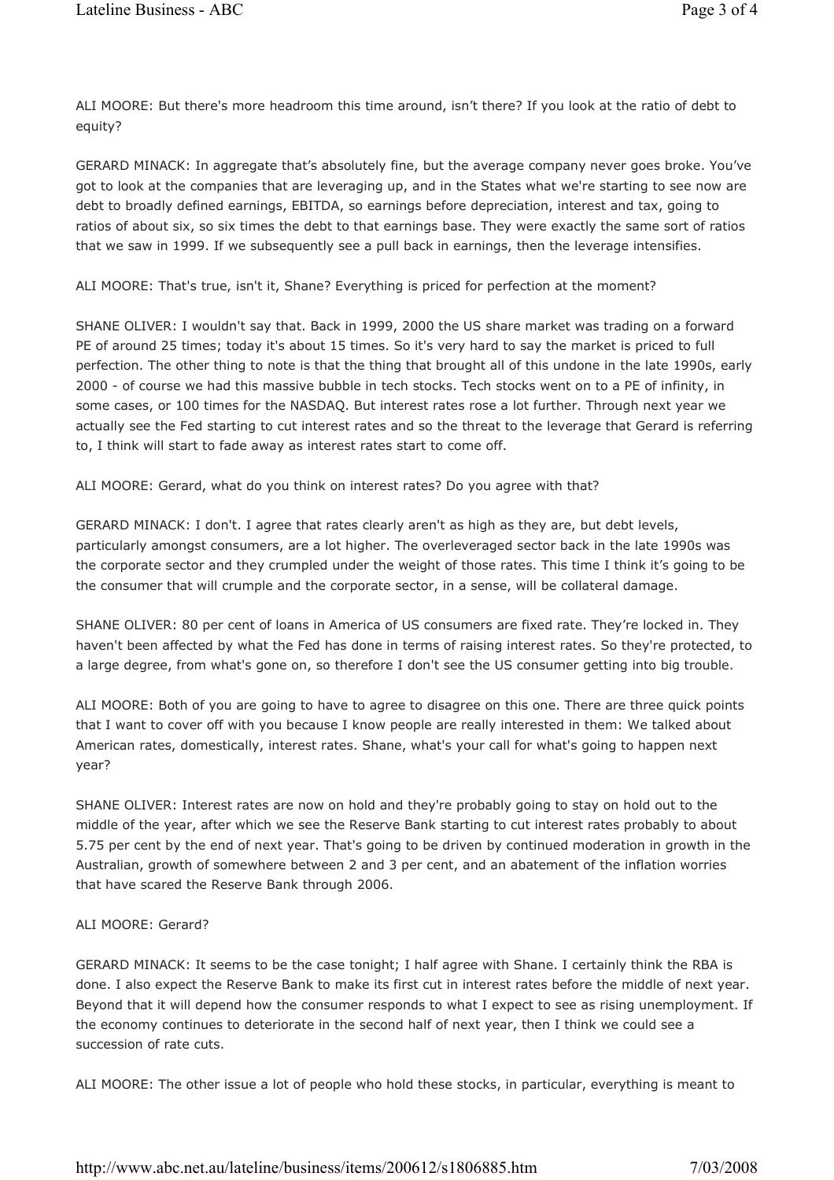ALI MOORE: But there's more headroom this time around, isn't there? If you look at the ratio of debt to equity?

GERARD MINACK: In aggregate that's absolutely fine, but the average company never goes broke. You've got to look at the companies that are leveraging up, and in the States what we're starting to see now are debt to broadly defined earnings, EBITDA, so earnings before depreciation, interest and tax, going to ratios of about six, so six times the debt to that earnings base. They were exactly the same sort of ratios that we saw in 1999. If we subsequently see a pull back in earnings, then the leverage intensifies.

ALI MOORE: That's true, isn't it, Shane? Everything is priced for perfection at the moment?

SHANE OLIVER: I wouldn't say that. Back in 1999, 2000 the US share market was trading on a forward PE of around 25 times; today it's about 15 times. So it's very hard to say the market is priced to full perfection. The other thing to note is that the thing that brought all of this undone in the late 1990s, early 2000 - of course we had this massive bubble in tech stocks. Tech stocks went on to a PE of infinity, in some cases, or 100 times for the NASDAQ. But interest rates rose a lot further. Through next year we actually see the Fed starting to cut interest rates and so the threat to the leverage that Gerard is referring to, I think will start to fade away as interest rates start to come off.

ALI MOORE: Gerard, what do you think on interest rates? Do you agree with that?

GERARD MINACK: I don't. I agree that rates clearly aren't as high as they are, but debt levels, particularly amongst consumers, are a lot higher. The overleveraged sector back in the late 1990s was the corporate sector and they crumpled under the weight of those rates. This time I think it's going to be the consumer that will crumple and the corporate sector, in a sense, will be collateral damage.

SHANE OLIVER: 80 per cent of loans in America of US consumers are fixed rate. They're locked in. They haven't been affected by what the Fed has done in terms of raising interest rates. So they're protected, to a large degree, from what's gone on, so therefore I don't see the US consumer getting into big trouble.

ALI MOORE: Both of you are going to have to agree to disagree on this one. There are three quick points that I want to cover off with you because I know people are really interested in them: We talked about American rates, domestically, interest rates. Shane, what's your call for what's going to happen next year?

SHANE OLIVER: Interest rates are now on hold and they're probably going to stay on hold out to the middle of the year, after which we see the Reserve Bank starting to cut interest rates probably to about 5.75 per cent by the end of next year. That's going to be driven by continued moderation in growth in the Australian, growth of somewhere between 2 and 3 per cent, and an abatement of the inflation worries that have scared the Reserve Bank through 2006.

ALI MOORE: Gerard?

GERARD MINACK: It seems to be the case tonight; I half agree with Shane. I certainly think the RBA is done. I also expect the Reserve Bank to make its first cut in interest rates before the middle of next year. Beyond that it will depend how the consumer responds to what I expect to see as rising unemployment. If the economy continues to deteriorate in the second half of next year, then I think we could see a succession of rate cuts.

ALI MOORE: The other issue a lot of people who hold these stocks, in particular, everything is meant to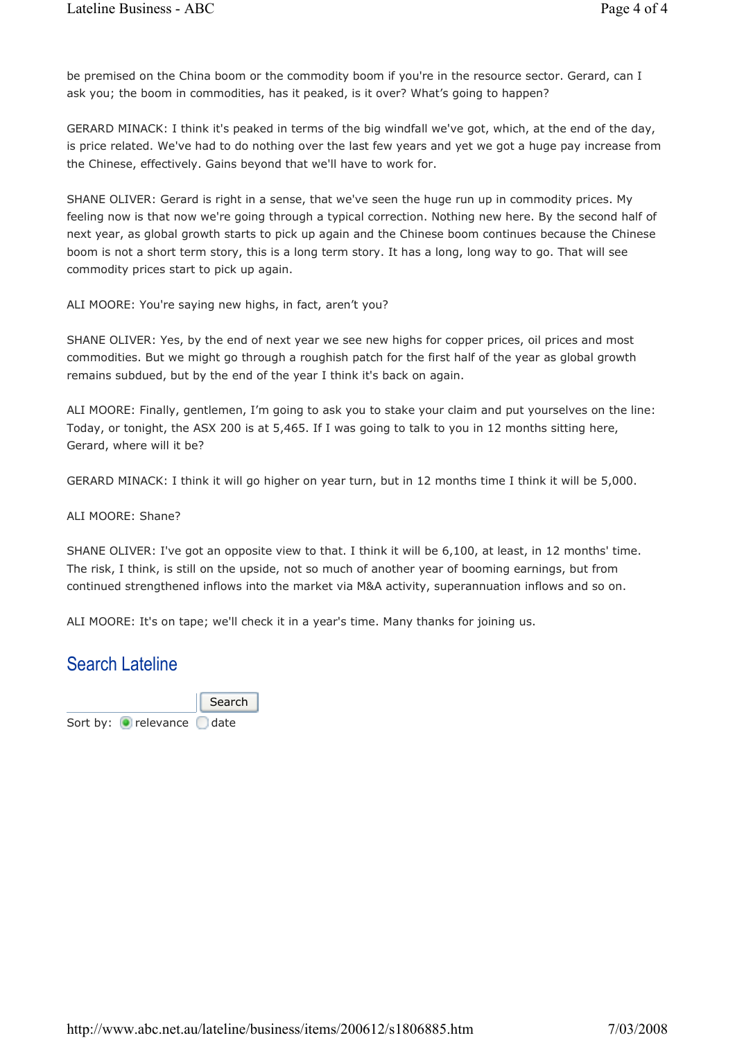be premised on the China boom or the commodity boom if you're in the resource sector. Gerard, can I ask you; the boom in commodities, has it peaked, is it over? What's going to happen?

GERARD MINACK: I think it's peaked in terms of the big windfall we've got, which, at the end of the day, is price related. We've had to do nothing over the last few years and yet we got a huge pay increase from the Chinese, effectively. Gains beyond that we'll have to work for.

SHANE OLIVER: Gerard is right in a sense, that we've seen the huge run up in commodity prices. My feeling now is that now we're going through a typical correction. Nothing new here. By the second half of next year, as global growth starts to pick up again and the Chinese boom continues because the Chinese boom is not a short term story, this is a long term story. It has a long, long way to go. That will see commodity prices start to pick up again.

ALI MOORE: You're saying new highs, in fact, aren't you?

SHANE OLIVER: Yes, by the end of next year we see new highs for copper prices, oil prices and most commodities. But we might go through a roughish patch for the first half of the year as global growth remains subdued, but by the end of the year I think it's back on again.

ALI MOORE: Finally, gentlemen, I'm going to ask you to stake your claim and put yourselves on the line: Today, or tonight, the ASX 200 is at 5,465. If I was going to talk to you in 12 months sitting here, Gerard, where will it be?

GERARD MINACK: I think it will go higher on year turn, but in 12 months time I think it will be 5,000.

ALI MOORE: Shane?

SHANE OLIVER: I've got an opposite view to that. I think it will be 6,100, at least, in 12 months' time. The risk, I think, is still on the upside, not so much of another year of booming earnings, but from continued strengthened inflows into the market via M&A activity, superannuation inflows and so on.

ALI MOORE: It's on tape; we'll check it in a year's time. Many thanks for joining us.

## Search Lateline

Search

Sort by: relevance date